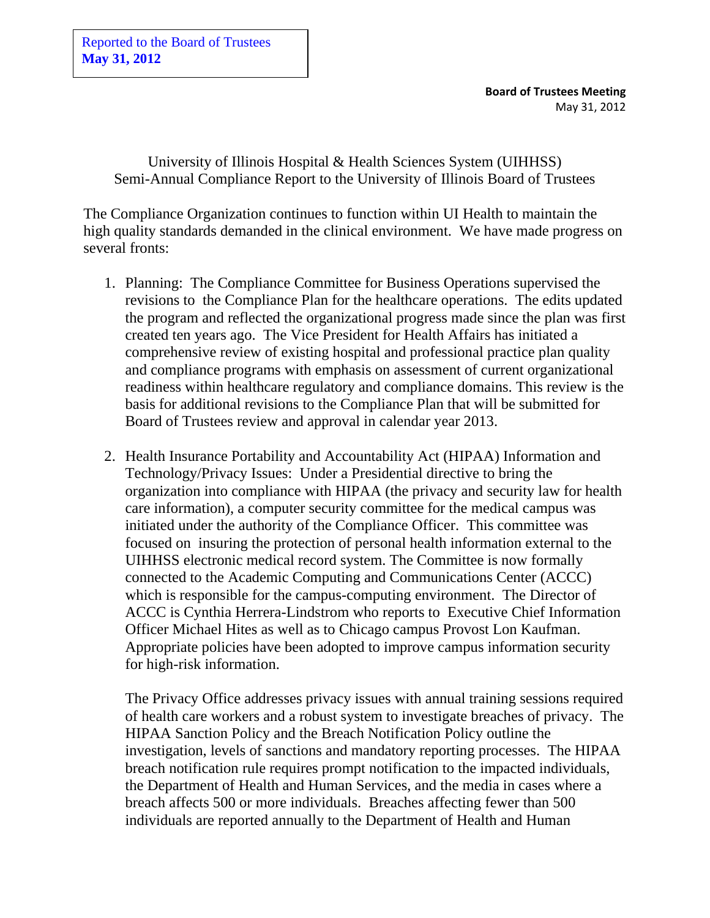Reported to the Board of Trustees
**May 31, 2012**

**Board of Trustees Meeting**
May 31, 2012

University of Illinois Hospital & Health Sciences System (UIHHSS)
Semi-Annual Compliance Report to the University of Illinois Board of Trustees

The Compliance Organization continues to function within UI Health to maintain the high quality standards demanded in the clinical environment. We have made progress on several fronts:

1. Planning: The Compliance Committee for Business Operations supervised the revisions to the Compliance Plan for the healthcare operations. The edits updated the program and reflected the organizational progress made since the plan was first created ten years ago. The Vice President for Health Affairs has initiated a comprehensive review of existing hospital and professional practice plan quality and compliance programs with emphasis on assessment of current organizational readiness within healthcare regulatory and compliance domains. This review is the basis for additional revisions to the Compliance Plan that will be submitted for Board of Trustees review and approval in calendar year 2013.

2. Health Insurance Portability and Accountability Act (HIPAA) Information and Technology/Privacy Issues: Under a Presidential directive to bring the organization into compliance with HIPAA (the privacy and security law for health care information), a computer security committee for the medical campus was initiated under the authority of the Compliance Officer. This committee was focused on insuring the protection of personal health information external to the UIHHSS electronic medical record system. The Committee is now formally connected to the Academic Computing and Communications Center (ACCC) which is responsible for the campus-computing environment. The Director of ACCC is Cynthia Herrera-Lindstrom who reports to Executive Chief Information Officer Michael Hites as well as to Chicago campus Provost Lon Kaufman. Appropriate policies have been adopted to improve campus information security for high-risk information.

   The Privacy Office addresses privacy issues with annual training sessions required of health care workers and a robust system to investigate breaches of privacy. The HIPAA Sanction Policy and the Breach Notification Policy outline the investigation, levels of sanctions and mandatory reporting processes. The HIPAA breach notification rule requires prompt notification to the impacted individuals, the Department of Health and Human Services, and the media in cases where a breach affects 500 or more individuals. Breaches affecting fewer than 500 individuals are reported annually to the Department of Health and Human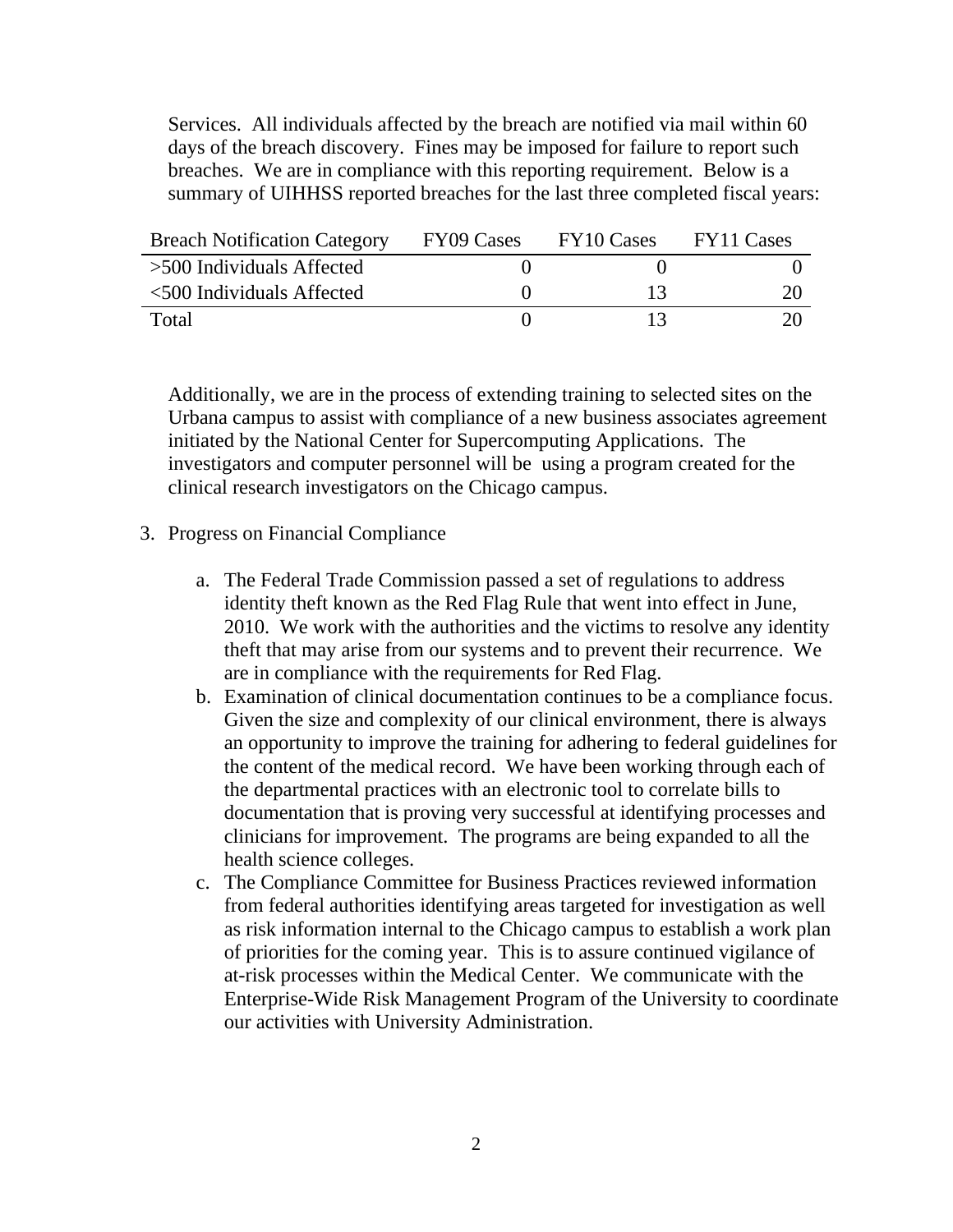Services. All individuals affected by the breach are notified via mail within 60 days of the breach discovery. Fines may be imposed for failure to report such breaches. We are in compliance with this reporting requirement. Below is a summary of UIHHSS reported breaches for the last three completed fiscal years:

| Breach Notification Category | FY09 Cases | FY10 Cases | FY11 Cases |
|---|---|---|---|
| >500 Individuals Affected | 0 | 0 | 0 |
| <500 Individuals Affected | 0 | 13 | 20 |
| Total | 0 | 13 | 20 |

Additionally, we are in the process of extending training to selected sites on the Urbana campus to assist with compliance of a new business associates agreement initiated by the National Center for Supercomputing Applications. The investigators and computer personnel will be using a program created for the clinical research investigators on the Chicago campus.

3. Progress on Financial Compliance

   a. The Federal Trade Commission passed a set of regulations to address identity theft known as the Red Flag Rule that went into effect in June, 2010. We work with the authorities and the victims to resolve any identity theft that may arise from our systems and to prevent their recurrence. We are in compliance with the requirements for Red Flag.
   b. Examination of clinical documentation continues to be a compliance focus. Given the size and complexity of our clinical environment, there is always an opportunity to improve the training for adhering to federal guidelines for the content of the medical record. We have been working through each of the departmental practices with an electronic tool to correlate bills to documentation that is proving very successful at identifying processes and clinicians for improvement. The programs are being expanded to all the health science colleges.
   c. The Compliance Committee for Business Practices reviewed information from federal authorities identifying areas targeted for investigation as well as risk information internal to the Chicago campus to establish a work plan of priorities for the coming year. This is to assure continued vigilance of at-risk processes within the Medical Center. We communicate with the Enterprise-Wide Risk Management Program of the University to coordinate our activities with University Administration.